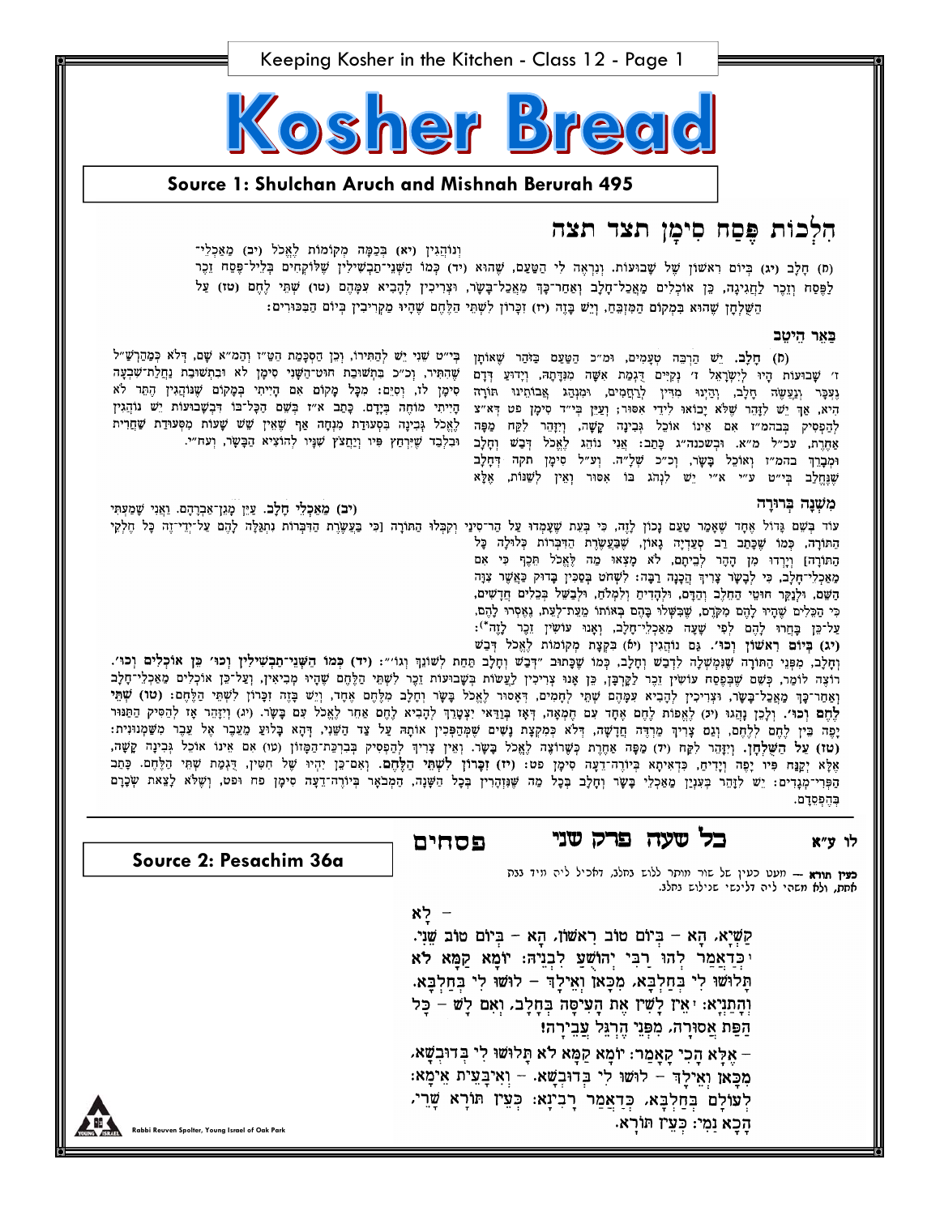# Kosher Bread

## Source 1: Shulchan Aruch and Mishnah Berurah 495

# הִלְכוֹת פֶּסַח סִימָן תצד תצה

וְנוֹהֲגִין (יא) בְּכַמָּה מְקוֹמוֹת לֶאֱכֹל (יב) מַאַכְלֵי־(ח) חָלָב (יג) בְּיוֹם רִאשׁוֹן שֶׁל שָׁבוּעוֹת. וְנִרְאֶה לִי הַטַּעַם, שֶׁהוּא (יד) כְּמוֹ הַשְּׁנֵי־תַבְשִׁילִין שֶׁלּוֹקְחִים בְּלֵיל־פֶּסַח זֵכֶר לַפֶּסַח וְזֵכֶר לַחֲגִיגָה, כֵּן אוֹכְלִים מַאֲכַל־חָלָב וְאַחַר־כָּךְ מַאֲכַל־בָּשָׂר, וּצְרִיכִין לְהָבִיא עִמָּהֶם (טו) שְׁתֵּי לֶחֶם (טז) עַל הַשֻּׁלְחָן שֶׁהוּא בִּמְקוֹם הַמִּזְבֵּחַ, וְיֵשׁ בָּזֶה (יז) זִכָּרוֹן לִשְׁתֵּי הַלֶּחֶם שֶׁהָיוּ מַקְרִיבִין בְּיוֹם הַבִּכּוּרִים:

### בַּאֵר הֵיטֵב

(ח) חָלָב. יֵשׁ הַרְבֵּה טְעָמִים, וּמ"כ הַטַּעַם כַּזֹּהַר שֶׁאוֹתָן ז' שָׁבוּעוֹת הָיוּ לְיִשְׂרָאֵל ז' נְקִיִּים דֻּגְמַת אִשָּׁה מְנִדָּתָהּ, וְיָדוּעַ דְּדָם נֶעְכָּר וְנַעֲשֶׂה חָלָב, וְהַיְינוּ מִדִּין לְרַחֲמִים, וּמִמִּנְהַג אֲבוֹתֵינוּ תּוֹרָה הִיא, אַךְ יֵשׁ לִזָּהֵר שֶׁלֹּא יָבוֹאוּ לִידֵי אִסּוּר; וְעַיֵּן בְּי"ד סִימָן פט דְּאַ"צ לְהַפְסִיק בְּבהמ"ז אִם אֵינוֹ אוֹכֵל גְּבִינָה קָשָׁה, וְיִזָּהֵר לִקַּח מַפָּה אַחֶרֶת, עכ"ל מ"א. וּבִשְׁכנה"ג כָּתַב: אֲנִי נוֹהֵג לֶאֱכֹל דְּבַשׁ וְחָלָב וּמְבָרֵךְ בהמ"ז וְאוֹכֵל בָּשָׂר, וכ"כ שְׁלָ"ה. וְעַ"ל סִימָן תקה דְּחָלָב שֶׁנֶּחְלַב בְּי"ט ע"י א"י יֵשׁ לִנְהֹג בּוֹ אִסּוּר וְאֵין לְשַׁנּוֹת, אֶלָּא בְּי"ט שֵׁנִי יֵשׁ לְהַתִּירוֹ, וְכֵן הַסְכָּמַת הַט"ז וְהַמ"א שָׁם, דְּלֹא כְּמַהַרְשַׁ"ל שֶׁהִתִּיר, וכ"כ בִּתְשׁוּבַת חוּט־הַשָּׁנִי סִימָן לֹא וּבִתְשׁוּבַת נַחֲלַת־שִׁבְעָה סִימָן לז, וְסַיֵּם: מִכָּל מָקוֹם אִם הָיִיתִי בְּמָקוֹם שֶׁנּוֹהֲגִין הֶתֵּר לֹא הָיִיתִי מוֹחֶה בְּיָדָם. כָּתַב א"ז בְּשֵׁם הַכָּל־בּוֹ דִּבְשָׁבוּעוֹת יֵשׁ נוֹהֲגִין לֶאֱכֹל גְּבִינָה בִּסְעוּדַת מִנְחָה אַף שֶׁאֵין שֵׁשׁ שָׁעוֹת מִסְּעוּדַת שַׁחֲרִית וּבִלְבַד שֶׁיִּרְחַץ פִּיו וִיקַנֵּחַ שִׁנָּיו לְהוֹצִיא הַבָּשָׂר, וְעַח"י.

### מִשְׁנָה בְּרוּרָה

(יב) מַאַכְלֵי חָלָב. עַיֵּן מָגֵן־אַבְרָהָם. וַאֲנִי שָׁמַעְתִּי עוֹד בְּשֵׁם גָּדוֹל אֶחָד שֶׁאָמַר טַעַם נָכוֹן לָזֶה, כִּי בְּעֵת שֶׁעָמְדוּ עַל הַר־סִינַי וְקִבְּלוּ הַתּוֹרָה [כִּי בַּעֲשֶׂרֶת הַדִּבְּרוֹת נִתְגַּלָּה לָהֶם עַל־יְדֵי־זֶה כָּל חֶלְקֵי הַתּוֹרָה, כְּמוֹ שֶׁכָּתַב רַב סְעַדְיָה גָּאוֹן, שֶׁבַּעֲשֶׂרֶת הַדִּבְּרוֹת כְּלוּלָה כָּל הַתּוֹרָה] וְיָרְדוּ מִן הָהָר לְבֵיתָם, לֹא מָצְאוּ מַה לֶּאֱכֹל תֵּכֶף כִּי אִם מַאַכְלֵי־חָלָב, כִּי לְבָשָׂר צָרִיךְ הֲכָנָה רַבָּה: לִשְׁחֹט בְּסַכִּין בָּדוּק כַּאֲשֶׁר צִוָּה הַשֵּׁם, וּלְנַקֵּר חוּטֵי הַחֵלֶב וְהַדָּם, וּלְהַדִּיחַ וְלִמְלֹחַ, וּלְבַשֵּׁל בְּכֵלִים חֲדָשִׁים, כִּי הַכֵּלִים שֶׁהָיוּ לָהֶם מִקֹּדֶם, שֶׁבִּשְּׁלוּ בָּהֶם בְּאוֹתוֹ מֵעֵת־לְעֵת, נֶאֶסְרוּ לָהֶם, עַל־כֵּן בָּחֲרוּ לָהֶם לְפִי שָׁעָה מַאַכְלֵי־חָלָב, וְאָנוּ עוֹשִׂין זֵכֶר לָזֶה*):

(יג) בְּיוֹם רִאשׁוֹן וְכוּ'. גַּם נוֹהֲגִין (יא) בִּקְצָת מְקוֹמוֹת לֶאֱכֹל דְּבַשׁ וְחָלָב, מִפְּנֵי הַתּוֹרָה שֶׁנִּמְשְׁלָה לִדְבַשׁ וְחָלָב, כְּמוֹ שֶׁכָּתוּב "דְּבַשׁ וְחָלָב תַּחַת לְשׁוֹנֵךְ וְגוֹ'": (יד) כְּמוֹ הַשְּׁנֵי־תַבְשִׁילִין וְכוּ' כֵּן אוֹכְלִים וְכוּ'. רוֹצֶה לוֹמַר, כְּשֵׁם שֶׁבְּפֶסַח עוֹשִׂין זֵכֶר לַקָּרְבָּן, כֵּן אָנוּ צְרִיכִין לַעֲשׂוֹת בְּשָׁבוּעוֹת זֵכֶר לִשְׁתֵּי הַלֶּחֶם שֶׁהָיוּ מְבִיאִין, וְעַל־כֵּן אוֹכְלִים מַאַכְלֵי־חָלָב וְאַחַר־כָּךְ מַאֲכַל־בָּשָׂר, וּצְרִיכִין לְהָבִיא עִמָּהֶם שְׁתֵּי לְחָמִים, דְּאָסוּר לֶאֱכֹל בָּשָׂר וְחָלָב מִלֶּחֶם אֶחָד, וְיֵשׁ בָּזֶה זִכָּרוֹן לִשְׁתֵּי הַלֶּחֶם: (טו) שְׁתֵּי לֶחֶם וְכוּ'. וְלָכֵן נָהֲגוּ (יב) לֶאֱפוֹת לֶחֶם אֶחָד עִם חֶמְאָה, דְּאָז בְּוַדַּאי יִצְטָרֵךְ לְהָבִיא לֶחֶם אַחֵר לֶאֱכֹל עִם בָּשָׂר. (יג) וְיִזָּהֵר אָז לְהַסִּיק הַתַּנּוּר יָפֶה בֵּין לֶחֶם לְלֶחֶם, וְגַם צָרִיךְ מְרַדֶּה חֲדָשָׁה, דְּלֹא כְּמִקְצָת נָשִׁים שֶׁמְּהַפְּכִין אוֹתָהּ עַל צַד הַשֵּׁנִי, דְּהָא בָּלוּעַ מֵעֵבֶר אֶל עֵבֶר מִשַּׁמְנוּנִית: (טז) עַל הַשֻּׁלְחָן. וְיִזָּהֵר לִקַּח (יז) מַפָּה אַחֶרֶת כְּשֶׁרוֹצֶה לֶאֱכֹל בָּשָׂר. וְאֵין צָרִיךְ לְהַפְסִיק בְּבִרְכַּת־הַמָּזוֹן (טו) אִם אֵינוֹ אוֹכֵל גְּבִינָה קָשָׁה, אֶלָּא יְקַנֵּחַ פִּיו יָפֶה וְיָדִיחַ, כְּדְאִיתָא בְּיוֹרֶה־דֵּעָה סִימָן פט: (יז) זִכָּרוֹן לִשְׁתֵּי הַלֶּחֶם. וְאִם־כֵּן יִהְיוּ שֶׁל חִטִּין, דֻּגְמַת שְׁתֵּי הַלֶּחֶם. כָּתַב הַפְּרִי־מְגָדִים: יֵשׁ לִזָּהֵר בְּעִנְיַן מַאַכְלֵי בָּשָׂר וְחָלָב בְּכָל מַה שֶּׁנִּזְהָרִין בְּכָל הַשָּׁנָה, הַמְּבֹאָר בְּיוֹרֶה־דֵּעָה סִימָן פח וּפט, וְשֶׁלֹּא לָצֵאת שְׂכָרָם בְּהֶפְסֵדָם.

## Source 2: Pesachim 36a

**בל שעה פרק שני — פסחים — לו ע"א**

**כעין תורא** — מעט כעין של שור מותר ללוש בחלב, דהכיל ליה מיד בגה חתת, ולא משהי ליה לאינשי שילוש בחלב.

לָא –

קַשְׁיָא, הָא – בְּיוֹם טוֹב רִאשׁוֹן, הָא – בְּיוֹם טוֹב שֵׁנִי. כִּדְאָמַר לְהוּ רַבִּי יְהוֹשֻׁעַ לִבְנֵיהּ: יוֹמָא קַמָּא לֹא תָּלוּשׁוּ לִי בְּחַלְבָּא, מִכָּאן וְאֵילָךְ – לוּשׁוּ לִי בְּחַלְבָּא. וְהָתַנְיָא: אֵין לָשִׁין אֶת הָעִיסָּה בְּחָלָב, וְאִם לָשׁ – כָּל הַפַּת אֲסוּרָה, מִפְּנֵי הֶרְגֵּל עֲבֵירָה!

– אֶלָּא הָכִי קָאָמַר: יוֹמָא קַמָּא לֹא תָלוּשׁוּ לִי בְּדוּבְשָׁא, מִכָּאן וְאֵילָךְ – לוּשׁוּ לִי בְּדוּבְשָׁא. – וְאִיבָּעִית אֵימָא: לְעוֹלָם בְּחַלְבָּא, כְּדַאֲמַר רָבִינָא: כְּעֵין תּוֹרָא שָׁרֵי, הָכָא נַמִּי: כְּעֵין תּוֹרָא.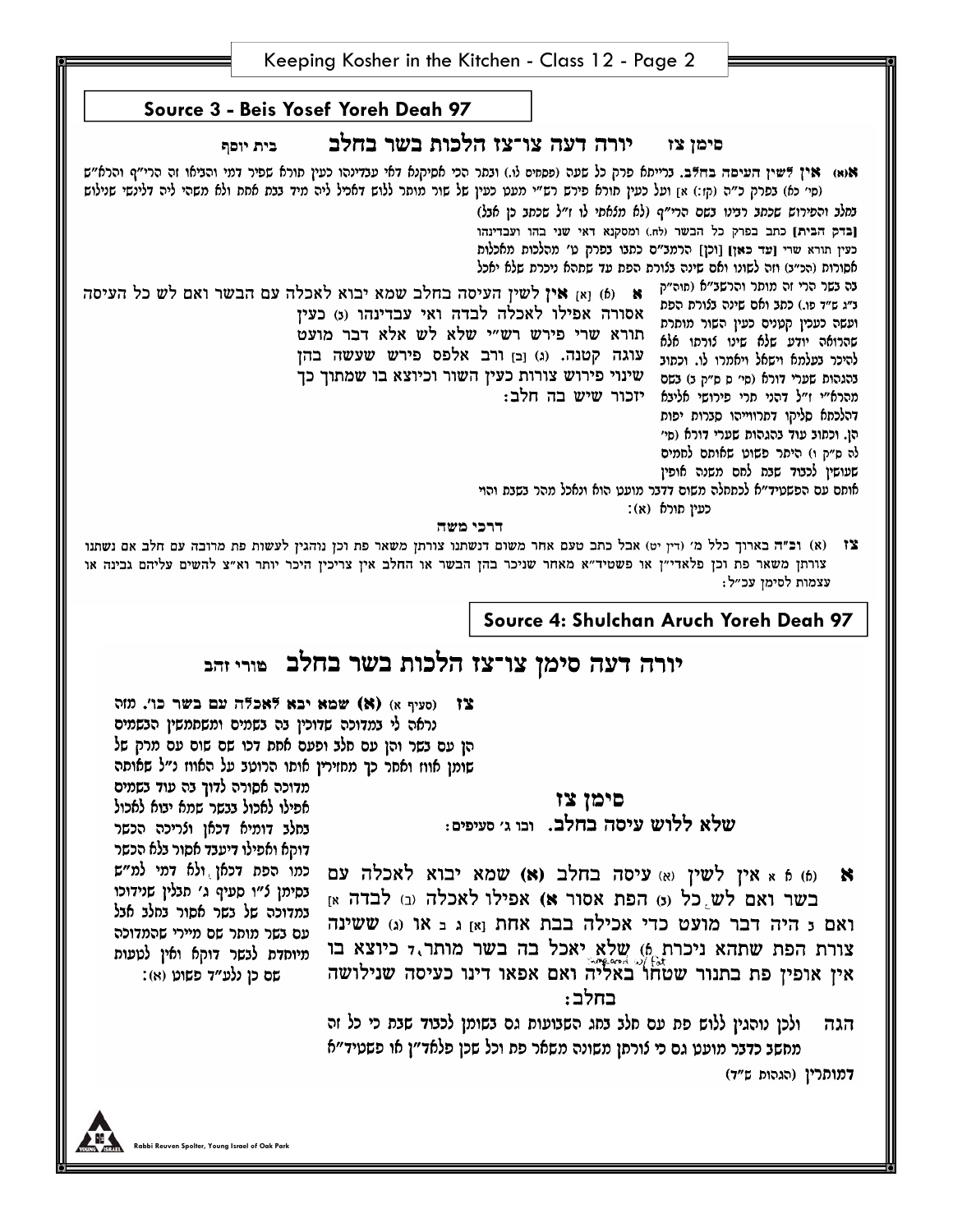## Source 3 - Beis Yosef Yoreh Deah 97

**סימן צז — יורה דעה צו-צז הלכות בשר בחלב — בית יוסף**

**א(א) אין לשין העיסה בחלב.** ברייתא פרק כל שעה (פסחים לו.) ובתר הכי אסיקנא דאי עבדינהו כעין תורא שפיר דמי והביאו זה הרי"ף והרא"ש (סי' כא) בפרק כ"ה (קז:) א] ועל כעין תורא פירש רש"י מעט כעין של שור מותר ללוש דאכיל ליה מיד בבת אחת ולא משהי ליה דלינשי שנילוש בחלב והפירוש שכתב רבינו בשם הרי"ף (לא מצאתי לו ז"ל שכתב כן אבל) [בדק הבית] כתב בפרק כל הבשר (לח.) ומסקנא דאי שני בהו ועבדינהו כעין תורא שרי [עד כאן] [וכן] הרמב"ם כתבו בפרק ט' מהלכות מאכלות אסורות (הכ"ב) וזה לשונו ואם שינה בצורת הפת עד שתהא ניכרת שלא יאכל בה בשר הרי זה מותר והרשב"א (תוה"ק ב"ג ש"ד פו.) כתב ואם שינה בצורת הפת ועשה כעין קטנים כעין השור מותרת שהרואה יודע שלא שינו צורתו אלא להיכר בעלמא וישאל ויאמרו לו. וכתוב בהגהות שערי דורא (סי' ס ס"ק ג) בשם מהרא"י ז"ל דהני תרי פירושי אליבא דהלכתא סליקו דתרווייהו סברות יפות הן. וכתוב עוד בהגהות שערי דורא (סי' לה ס"ק ו) היתר פשוט שאותם לחמים שעושין לכבוד שבת לאם משנה אופין אותם עם הפשטיד"א לכתחלה משום דדבר מועט הוא ונאכל מהר בשבת והוי כעין תורא (א):

**א** (א) [א] **אין** לשין העיסה בחלב שמא יבוא לאכלה עם הבשר ואם לש כל העיסה אסורה אפילו לאכלה לבדה ואי עבדינהו (ב) כעין תורא שרי פירש רש"י שלא לש אלא דבר מועט עוגה קטנה. (ג) [ב] ורב אלפס פירש שעשה בהן שינוי פירוש צורות כעין השור וכיוצא בו שמתוך כך יזכור שיש בה חלב:

**דרכי משה**

**צז** (א) וב"ה בארוך כלל מ' (דין יט) אבל כתב טעם אחר משום דנשתנו צורתן משאר פת וכן נוהגין לעשות פת מרובה עם חלב אם נשתנו צורתן משאר פת וכן פלאדי"ן או פשטיד"א מאחר שניכר בהן הבשר או החלב אין צריכין היכר יותר וא"צ להשים עליהם גבינה או עצמות לסימן עכ"ל:

## Source 4: Shulchan Aruch Yoreh Deah 97

**יורה דעה סימן צו-צז הלכות בשר בחלב — טורי זהב**

**צז** (סעיף א) **(א) שמא יבא לאכלה עם בשר כו'.** מזה נראה לי במדוכה שדוכין בה בשמים ומשתמשין הבשמים הן עם בשר והן עם חלב ופעם אחת דכו שם שום עם מרק של שומן אווז ואחר כך מחזירין אותו הרוטב על האווז נ"ל שאותה מדוכה אסורה לדוך בה עוד בשמים אפילו לאכול בבשר שמא יבוא לאכול בחלב דומיא דכאן וצריכה הכשר דוקא ואפילו דיעבד אסור בלא הכשר כמו הפת דכאן ולא דמי למ"ש בסימן ל"ו סעיף ג' תבלין שנידוכו במדוכה של בשר אסור בחלב אבל עם בשר מותר שם מיירי שהמדוכה מיוחדת לבשר דוקא ואין לטעות שם כן נלע"ד פשוט (א):

**סימן צז**

**שלא ללוש עיסה בחלב.** ובו ג' סעיפים:

**א** (א) א א **אין לשין** (א) עיסה בחלב **(א)** שמא יבוא לאכלה עם בשר ואם לש כל (ב) הפת אסור **א)** אפילו לאכלה (ב) לבדה א] ואם ג היה דבר מועט כדי אכילה בבת אחת [א] ג ב או (ג) ששינה צורת הפת שתהא ניכרת ה) שלא יאכל בה בשר מותר, ד כיוצא בו אין אופין פת בתנור שטחו באליה ואם אפאו דינו כעיסה שנילושה בחלב:

הגה ולכן נוהגין ללוש פת עם חלב בחג השבועות גם בשומן לכבוד שבת כי כל זה מחשב כדבר מועט גם כי צורתן משונה משאר פת וכל שכן פלאד"ן או פשטיד"א דמותרין (הגהות ש"ד)

smeared w/ fat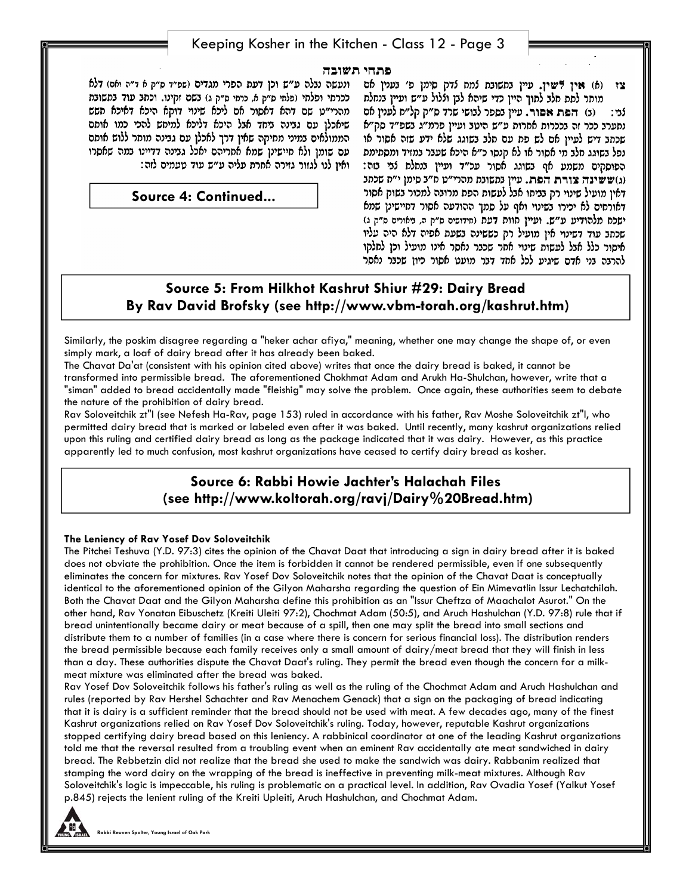## פתחי תשובה

צז (א) **אין לשין.** עיין בתשובת למח לדק סימן פ' בענין אם מותר לתת חלב לתוך היין כדי שיהא לבן וללול ע"ש ועיין בנחלת לבי: (ג) **הפת אסור.** עיין בספר לבושי שרד ס"ק קל"ח לענין אם נתערב ככר זה בככרות אחרות ע"ש היטב ועיין פרמ"ג בשפ"ד סק"א שכתב דיש לעיין אם לש פת עם חלב בשוגג שלא ידע שזה אסור או נפל בשוגג חלב מי אסור או לא קנסו כ"א היכא שעבר במזיד ומסתימת הפוסקים משמע אף בשוגג אסור עכ"ד ועיין בנחלת לבי בזה: (ג)**ששינה צורת הפת.** עיין בתשובת מהרי"ט ח"ב סימן י"ח שכתב דלאין מועיל שינוי רק בדיתו אבל לעשות הפת מרובה למכור בשוק אסור דלאורחים לא יכירו בשינוי ואף על סמך ההודעה אסור דחיישינן שמא ישכח מלהודיע ע"ש. ועיין חוות דעת (חידושים ס"ק ה, ביאורים ס"ק ג) שכתב עוד דשינוי אין מועיל רק כששינה בשעת אפיה דלא היה עליו איסור כלל אבל לעשות שינוי אחר שכבר נאסר אינו מועיל וכן לחלקו להרבה בני אדם שיגיע לכל אחד דבר מועט אסור כיון שכבר נאסר ונעשה נבלה ע"ש וכן דעת הפרי מגדים (שפ"ד ס"ק א ד"ה ואם) דלא ככרתי ופלתי (פלתי ס"ק א, כרתי ס"ק ג) בשם זקינו. וכתב עוד בתשובת מהרי"ט שם דהא דאסור אם ליכא שינוי דוקא היכא דליכא חשש שיאכלנו עם גבינה ביחד אבל היכא דליכא למיחש להכי כמו אותם המוגלאים במיני מתיקה שאין דרך לאכלן עם גבינה מותר ללוש אותם עם שומן ולא חיישינן שמא אחריהם יאכל גבינה דדיינו במה שאסרו ואין לנו לגזור גזירה אחרת עליה ע"ש עוד טעמים לזה:

**Source 4: Continued...**

## Source 5: From Hilkhot Kashrut Shiur #29: Dairy Bread
## By Rav David Brofsky (see http://www.vbm-torah.org/kashrut.htm)

Similarly, the poskim disagree regarding a "heker achar afiya," meaning, whether one may change the shape of, or even simply mark, a loaf of dairy bread after it has already been baked.

The Chavat Da'at (consistent with his opinion cited above) writes that once the dairy bread is baked, it cannot be transformed into permissible bread. The aforementioned Chokhmat Adam and Arukh Ha-Shulchan, however, write that a "siman" added to bread accidentally made "fleishig" may solve the problem. Once again, these authorities seem to debate the nature of the prohibition of dairy bread.

Rav Soloveitchik zt"l (see Nefesh Ha-Rav, page 153) ruled in accordance with his father, Rav Moshe Soloveitchik zt"l, who permitted dairy bread that is marked or labeled even after it was baked. Until recently, many kashrut organizations relied upon this ruling and certified dairy bread as long as the package indicated that it was dairy. However, as this practice apparently led to much confusion, most kashrut organizations have ceased to certify dairy bread as kosher.

## Source 6: Rabbi Howie Jachter's Halachah Files
## (see http://www.koltorah.org/ravj/Dairy%20Bread.htm)

**The Leniency of Rav Yosef Dov Soloveitchik**

The Pitchei Teshuva (Y.D. 97:3) cites the opinion of the Chavat Daat that introducing a sign in dairy bread after it is baked does not obviate the prohibition. Once the item is forbidden it cannot be rendered permissible, even if one subsequently eliminates the concern for mixtures. Rav Yosef Dov Soloveitchik notes that the opinion of the Chavat Daat is conceptually identical to the aforementioned opinion of the Gilyon Maharsha regarding the question of Ein Mimevatlin Issur Lechatchilah. Both the Chavat Daat and the Gilyon Maharsha define this prohibition as an "Issur Cheftza of Maachalot Asurot." On the other hand, Rav Yonatan Eibuschetz (Kreiti Uleiti 97:2), Chochmat Adam (50:5), and Aruch Hashulchan (Y.D. 97:8) rule that if bread unintentionally became dairy or meat because of a spill, then one may split the bread into small sections and distribute them to a number of families (in a case where there is concern for serious financial loss). The distribution renders the bread permissible because each family receives only a small amount of dairy/meat bread that they will finish in less than a day. These authorities dispute the Chavat Daat's ruling. They permit the bread even though the concern for a milk-meat mixture was eliminated after the bread was baked.

Rav Yosef Dov Soloveitchik follows his father's ruling as well as the ruling of the Chochmat Adam and Aruch Hashulchan and rules (reported by Rav Hershel Schachter and Rav Menachem Genack) that a sign on the packaging of bread indicating that it is dairy is a sufficient reminder that the bread should not be used with meat. A few decades ago, many of the finest Kashrut organizations relied on Rav Yosef Dov Soloveitchik's ruling. Today, however, reputable Kashrut organizations stopped certifying dairy bread based on this leniency. A rabbinical coordinator at one of the leading Kashrut organizations told me that the reversal resulted from a troubling event when an eminent Rav accidentally ate meat sandwiched in dairy bread. The Rebbetzin did not realize that the bread she used to make the sandwich was dairy. Rabbanim realized that stamping the word dairy on the wrapping of the bread is ineffective in preventing milk-meat mixtures. Although Rav Soloveitchik's logic is impeccable, his ruling is problematic on a practical level. In addition, Rav Ovadia Yosef (Yalkut Yosef p.845) rejects the lenient ruling of the Kreiti Upleiti, Aruch Hashulchan, and Chochmat Adam.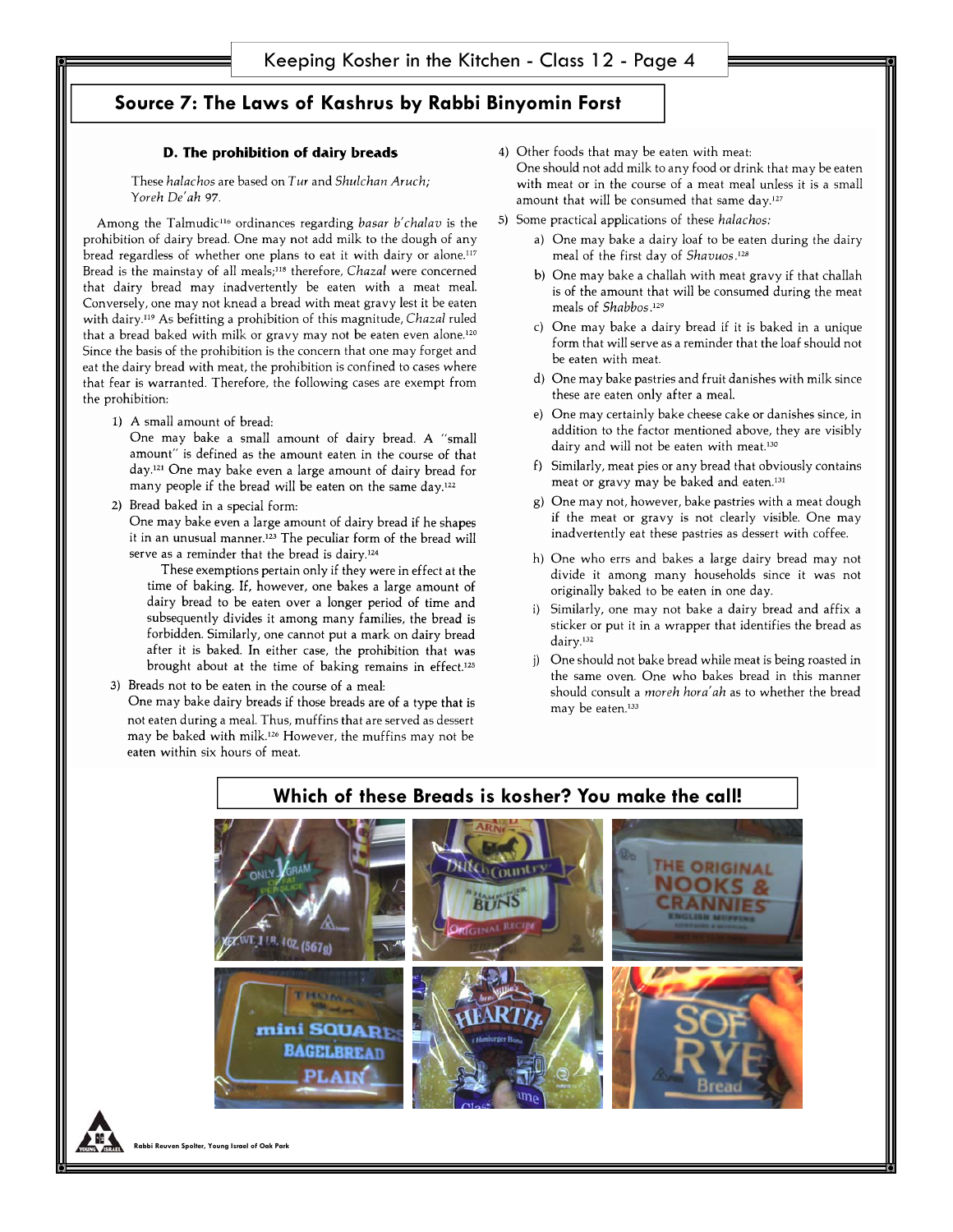## Source 7: The Laws of Kashrus by Rabbi Binyomin Forst

### D. The prohibition of dairy breads

These *halachos* are based on *Tur* and *Shulchan Aruch; Yoreh De'ah* 97.

Among the Talmudic[116] ordinances regarding *basar b'chalav* is the prohibition of dairy bread. One may not add milk to the dough of any bread regardless of whether one plans to eat it with dairy or alone.[117] Bread is the mainstay of all meals;[118] therefore, *Chazal* were concerned that dairy bread may inadvertently be eaten with a meat meal. Conversely, one may not knead a bread with meat gravy lest it be eaten with dairy.[119] As befitting a prohibition of this magnitude, *Chazal* ruled that a bread baked with milk or gravy may not be eaten even alone.[120] Since the basis of the prohibition is the concern that one may forget and eat the dairy bread with meat, the prohibition is confined to cases where that fear is warranted. Therefore, the following cases are exempt from the prohibition:

1) A small amount of bread:
One may bake a small amount of dairy bread. A "small amount" is defined as the amount eaten in the course of that day.[121] One may bake even a large amount of dairy bread for many people if the bread will be eaten on the same day.[122]

2) Bread baked in a special form:
One may bake even a large amount of dairy bread if he shapes it in an unusual manner.[123] The peculiar form of the bread will serve as a reminder that the bread is dairy.[124]

These exemptions pertain only if they were in effect at the time of baking. If, however, one bakes a large amount of dairy bread to be eaten over a longer period of time and subsequently divides it among many families, the bread is forbidden. Similarly, one cannot put a mark on dairy bread after it is baked. In either case, the prohibition that was brought about at the time of baking remains in effect.[125]

3) Breads not to be eaten in the course of a meal:
One may bake dairy breads if those breads are of a type that is not eaten during a meal. Thus, muffins that are served as dessert may be baked with milk.[126] However, the muffins may not be eaten within six hours of meat.

4) Other foods that may be eaten with meat:
One should not add milk to any food or drink that may be eaten with meat or in the course of a meat meal unless it is a small amount that will be consumed that same day.[127]

5) Some practical applications of these *halachos:*

a) One may bake a dairy loaf to be eaten during the dairy meal of the first day of *Shavuos*.[128]

b) One may bake a challah with meat gravy if that challah is of the amount that will be consumed during the meat meals of *Shabbos*.[129]

c) One may bake a dairy bread if it is baked in a unique form that will serve as a reminder that the loaf should not be eaten with meat.

d) One may bake pastries and fruit danishes with milk since these are eaten only after a meal.

e) One may certainly bake cheese cake or danishes since, in addition to the factor mentioned above, they are visibly dairy and will not be eaten with meat.[130]

f) Similarly, meat pies or any bread that obviously contains meat or gravy may be baked and eaten.[131]

g) One may not, however, bake pastries with a meat dough if the meat or gravy is not clearly visible. One may inadvertently eat these pastries as dessert with coffee.

h) One who errs and bakes a large dairy bread may not divide it among many households since it was not originally baked to be eaten in one day.

i) Similarly, one may not bake a dairy bread and affix a sticker or put it in a wrapper that identifies the bread as dairy.[132]

j) One should not bake bread while meat is being roasted in the same oven. One who bakes bread in this manner should consult a *moreh hora'ah* as to whether the bread may be eaten.[133]

## Which of these Breads is kosher? You make the call!

Rabbi Reuven Spolter, Young Israel of Oak Park